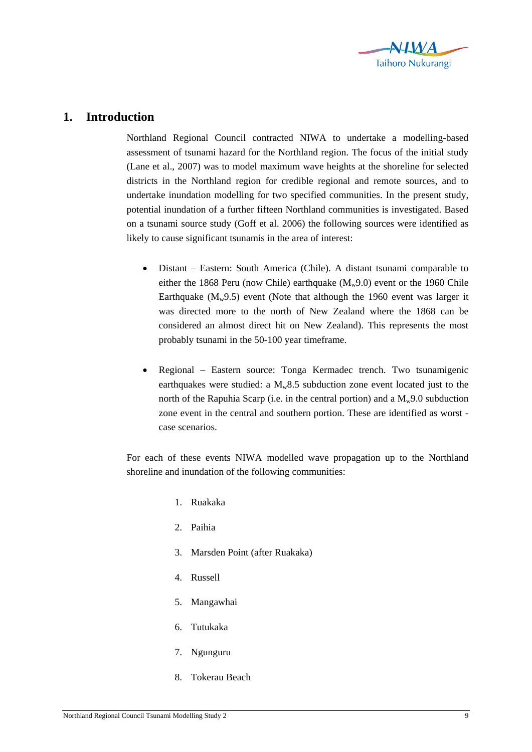# 1. Introduction

Northland Regional Council contracted NIWA to undertake a modelling-based assessment of tsunami hazard for the Northland region. The focus of the initial study (Lane et al., 2007) was to model maximum wave heights at the shoreline for selected districts in the Northland region for credible regional and remote sources, and to undertake inundation modelling for two specified communities. In the present study, potential inundation of a further fifteen Northland communities is investigated. Based on a tsunami source study (Goff et al. 2006) the following sources were identified as likely to cause significant tsunamis in the area of interest:

- Distant – Eastern: South America (Chile). A distant tsunami comparable to either the 1868 Peru (now Chile) earthquake ($M_w$9.0) event or the 1960 Chile Earthquake ($M_w$9.5) event (Note that although the 1960 event was larger it was directed more to the north of New Zealand where the 1868 can be considered an almost direct hit on New Zealand). This represents the most probably tsunami in the 50-100 year timeframe.

- Regional – Eastern source: Tonga Kermadec trench. Two tsunamigenic earthquakes were studied: a $M_w$8.5 subduction zone event located just to the north of the Rapuhia Scarp (i.e. in the central portion) and a $M_w$9.0 subduction zone event in the central and southern portion. These are identified as worst - case scenarios.

For each of these events NIWA modelled wave propagation up to the Northland shoreline and inundation of the following communities:

1. Ruakaka
2. Paihia
3. Marsden Point (after Ruakaka)
4. Russell
5. Mangawhai
6. Tutukaka
7. Ngunguru
8. Tokerau Beach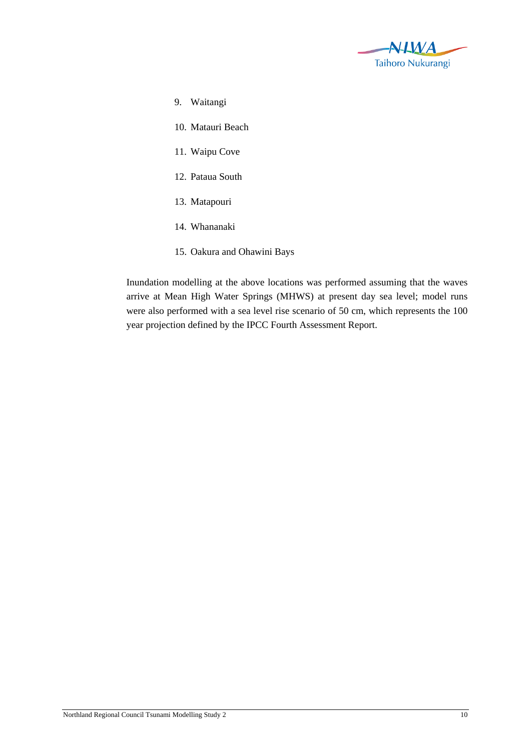9. Waitangi

10. Matauri Beach

11. Waipu Cove

12. Pataua South

13. Matapouri

14. Whananaki

15. Oakura and Ohawini Bays

Inundation modelling at the above locations was performed assuming that the waves arrive at Mean High Water Springs (MHWS) at present day sea level; model runs were also performed with a sea level rise scenario of 50 cm, which represents the 100 year projection defined by the IPCC Fourth Assessment Report.